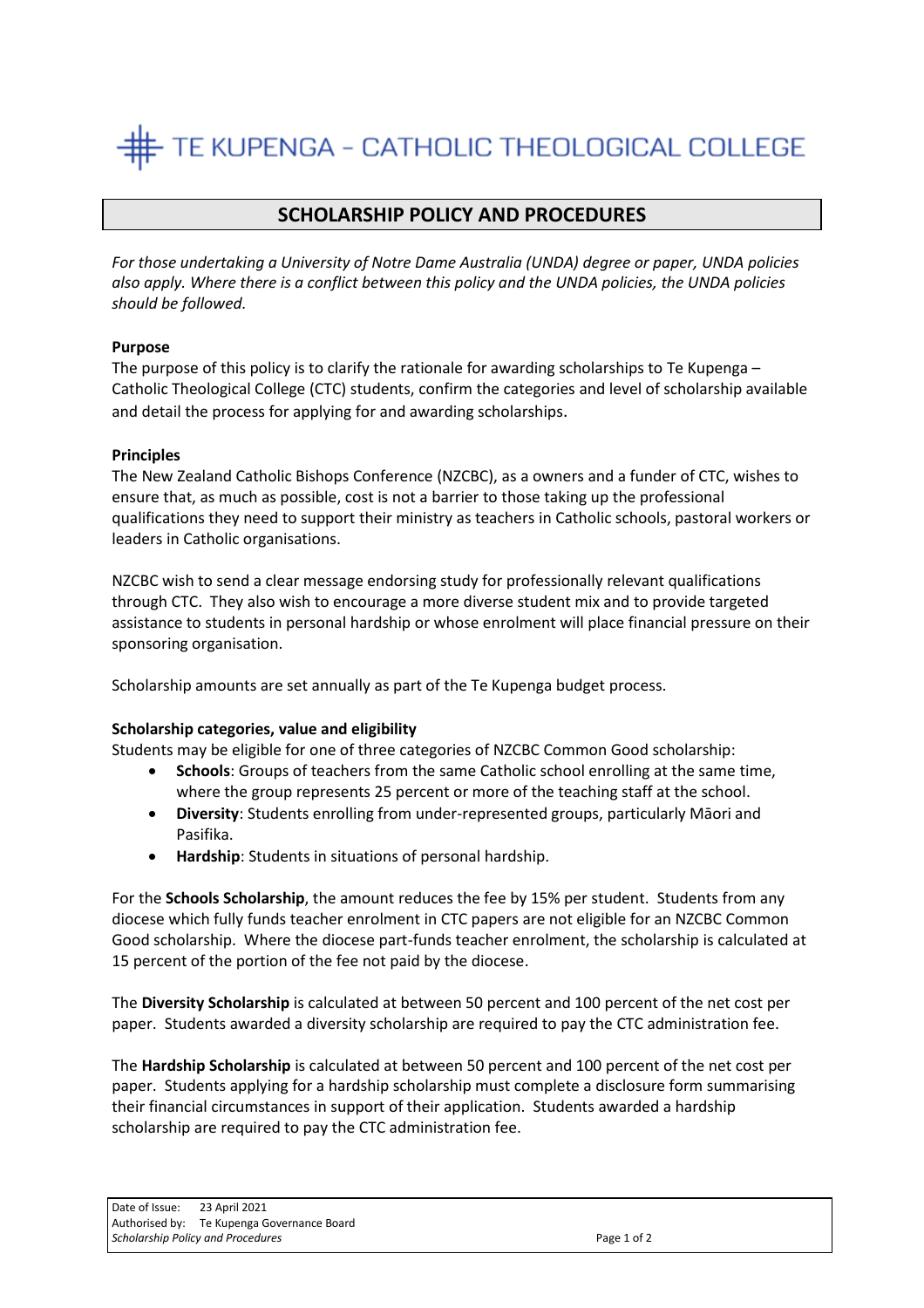# TE KUPENGA – CATHOLIC THEOLOGICAL COLLEGE

## SCHOLARSHIP POLICY AND PROCEDURES

*For those undertaking a University of Notre Dame Australia (UNDA) degree or paper, UNDA policies also apply. Where there is a conflict between this policy and the UNDA policies, the UNDA policies should be followed.*

**Purpose**

The purpose of this policy is to clarify the rationale for awarding scholarships to Te Kupenga – Catholic Theological College (CTC) students, confirm the categories and level of scholarship available and detail the process for applying for and awarding scholarships.

**Principles**

The New Zealand Catholic Bishops Conference (NZCBC), as a owners and a funder of CTC, wishes to ensure that, as much as possible, cost is not a barrier to those taking up the professional qualifications they need to support their ministry as teachers in Catholic schools, pastoral workers or leaders in Catholic organisations.

NZCBC wish to send a clear message endorsing study for professionally relevant qualifications through CTC. They also wish to encourage a more diverse student mix and to provide targeted assistance to students in personal hardship or whose enrolment will place financial pressure on their sponsoring organisation.

Scholarship amounts are set annually as part of the Te Kupenga budget process.

**Scholarship categories, value and eligibility**

Students may be eligible for one of three categories of NZCBC Common Good scholarship:

- **Schools**: Groups of teachers from the same Catholic school enrolling at the same time, where the group represents 25 percent or more of the teaching staff at the school.
- **Diversity**: Students enrolling from under-represented groups, particularly Māori and Pasifika.
- **Hardship**: Students in situations of personal hardship.

For the **Schools Scholarship**, the amount reduces the fee by 15% per student. Students from any diocese which fully funds teacher enrolment in CTC papers are not eligible for an NZCBC Common Good scholarship. Where the diocese part-funds teacher enrolment, the scholarship is calculated at 15 percent of the portion of the fee not paid by the diocese.

The **Diversity Scholarship** is calculated at between 50 percent and 100 percent of the net cost per paper. Students awarded a diversity scholarship are required to pay the CTC administration fee.

The **Hardship Scholarship** is calculated at between 50 percent and 100 percent of the net cost per paper. Students applying for a hardship scholarship must complete a disclosure form summarising their financial circumstances in support of their application. Students awarded a hardship scholarship are required to pay the CTC administration fee.

Date of Issue: 23 April 2021
Authorised by: Te Kupenga Governance Board
*Scholarship Policy and Procedures*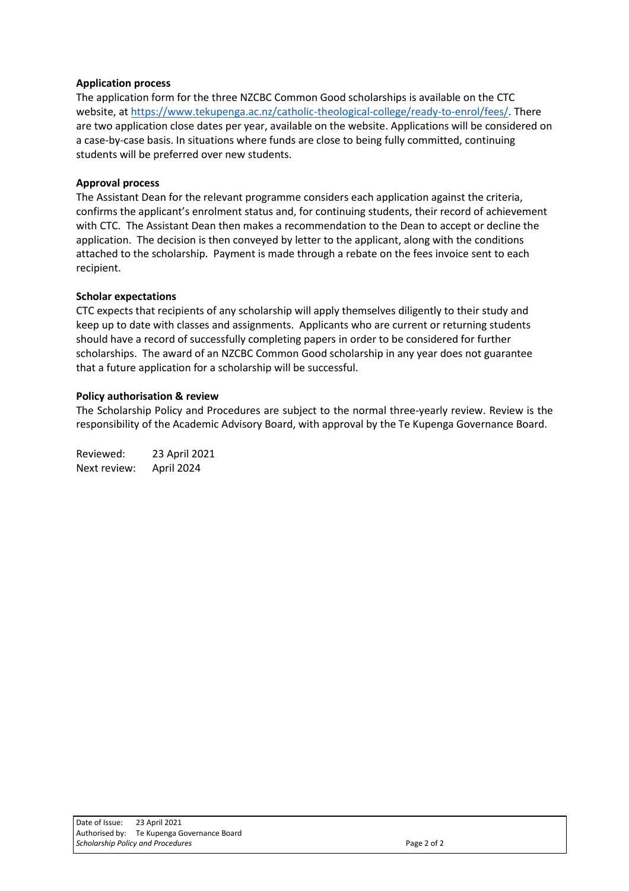**Application process**

The application form for the three NZCBC Common Good scholarships is available on the CTC website, at https://www.tekupenga.ac.nz/catholic-theological-college/ready-to-enrol/fees/. There are two application close dates per year, available on the website. Applications will be considered on a case-by-case basis. In situations where funds are close to being fully committed, continuing students will be preferred over new students.

**Approval process**

The Assistant Dean for the relevant programme considers each application against the criteria, confirms the applicant's enrolment status and, for continuing students, their record of achievement with CTC. The Assistant Dean then makes a recommendation to the Dean to accept or decline the application. The decision is then conveyed by letter to the applicant, along with the conditions attached to the scholarship. Payment is made through a rebate on the fees invoice sent to each recipient.

**Scholar expectations**

CTC expects that recipients of any scholarship will apply themselves diligently to their study and keep up to date with classes and assignments. Applicants who are current or returning students should have a record of successfully completing papers in order to be considered for further scholarships. The award of an NZCBC Common Good scholarship in any year does not guarantee that a future application for a scholarship will be successful.

**Policy authorisation & review**

The Scholarship Policy and Procedures are subject to the normal three-yearly review. Review is the responsibility of the Academic Advisory Board, with approval by the Te Kupenga Governance Board.

| | |
|---|---|
| Reviewed: | 23 April 2021 |
| Next review: | April 2024 |